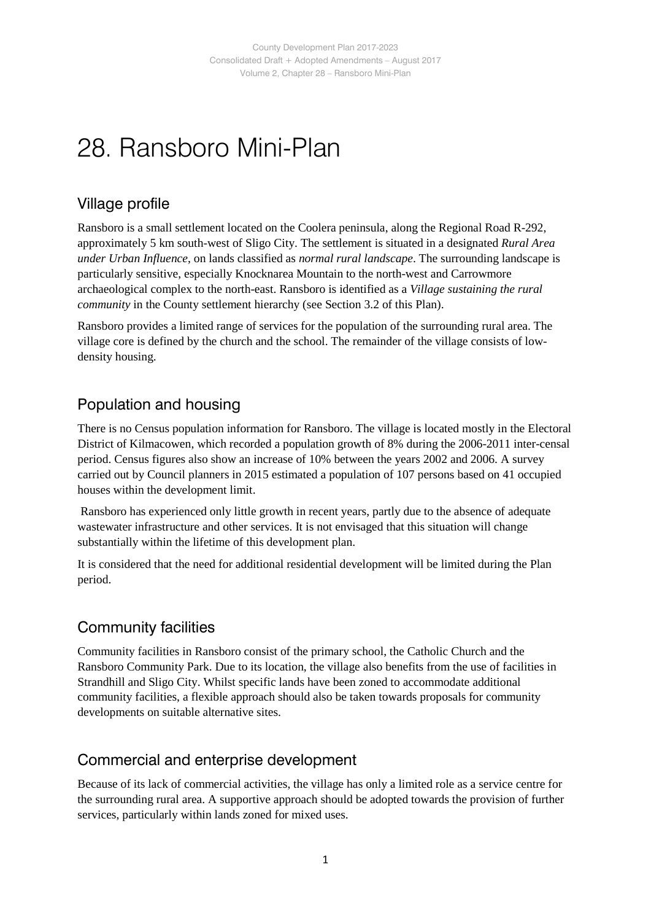# 28. Ransboro Mini-Plan

## Village profile

Ransboro is a small settlement located on the Coolera peninsula, along the Regional Road R-292, approximately 5 km south-west of Sligo City. The settlement is situated in a designated *Rural Area under Urban Influence*, on lands classified as *normal rural landscape*. The surrounding landscape is particularly sensitive, especially Knocknarea Mountain to the north-west and Carrowmore archaeological complex to the north-east. Ransboro is identified as a *Village sustaining the rural community* in the County settlement hierarchy (see Section 3.2 of this Plan).

Ransboro provides a limited range of services for the population of the surrounding rural area. The village core is defined by the church and the school. The remainder of the village consists of low-density housing.

## Population and housing

There is no Census population information for Ransboro. The village is located mostly in the Electoral District of Kilmacowen, which recorded a population growth of 8% during the 2006-2011 inter-censal period. Census figures also show an increase of 10% between the years 2002 and 2006. A survey carried out by Council planners in 2015 estimated a population of 107 persons based on 41 occupied houses within the development limit.

Ransboro has experienced only little growth in recent years, partly due to the absence of adequate wastewater infrastructure and other services. It is not envisaged that this situation will change substantially within the lifetime of this development plan.

It is considered that the need for additional residential development will be limited during the Plan period.

## Community facilities

Community facilities in Ransboro consist of the primary school, the Catholic Church and the Ransboro Community Park. Due to its location, the village also benefits from the use of facilities in Strandhill and Sligo City. Whilst specific lands have been zoned to accommodate additional community facilities, a flexible approach should also be taken towards proposals for community developments on suitable alternative sites.

## Commercial and enterprise development

Because of its lack of commercial activities, the village has only a limited role as a service centre for the surrounding rural area. A supportive approach should be adopted towards the provision of further services, particularly within lands zoned for mixed uses.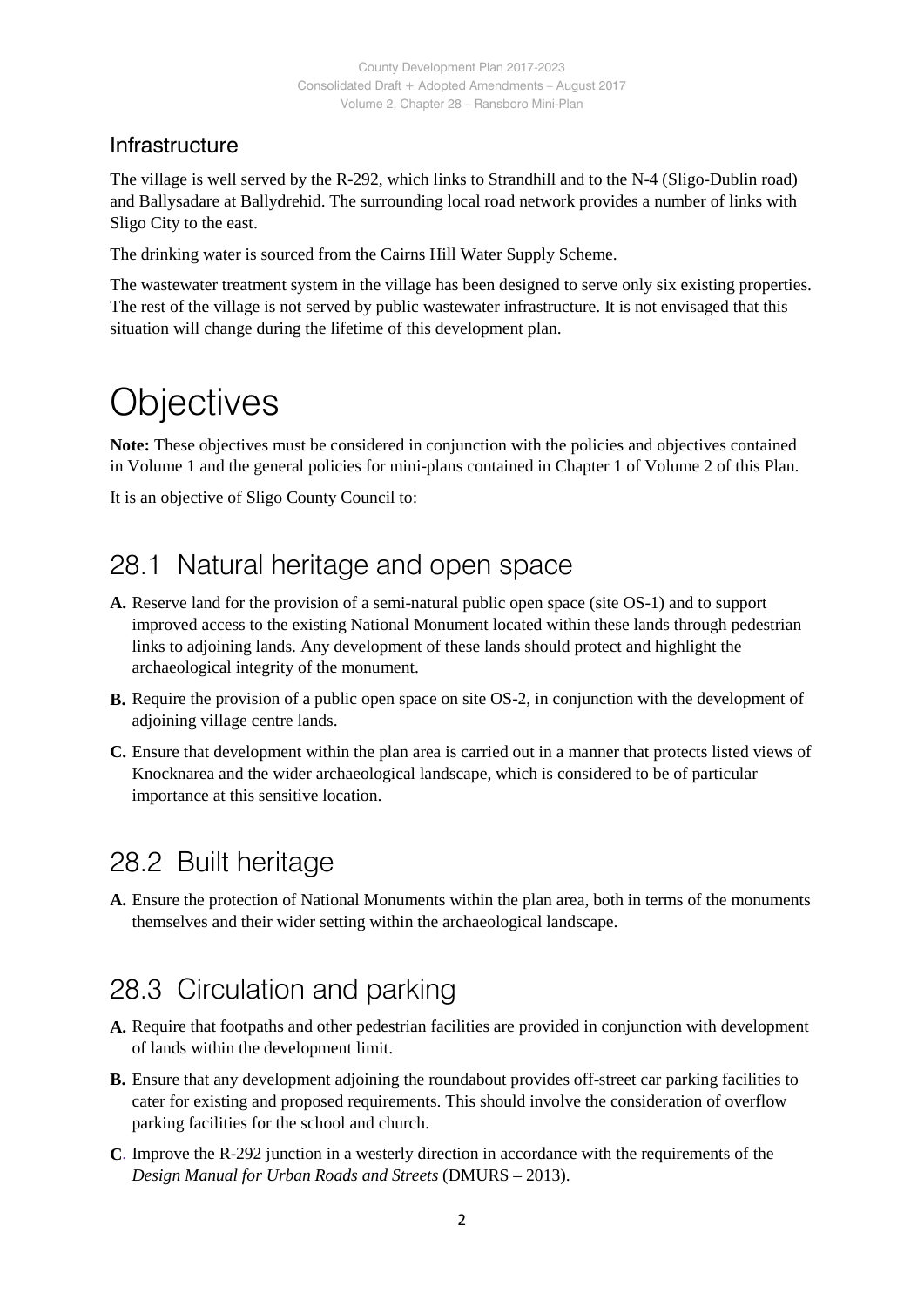## Infrastructure

The village is well served by the R-292, which links to Strandhill and to the N-4 (Sligo-Dublin road) and Ballysadare at Ballydrehid. The surrounding local road network provides a number of links with Sligo City to the east.

The drinking water is sourced from the Cairns Hill Water Supply Scheme.

The wastewater treatment system in the village has been designed to serve only six existing properties. The rest of the village is not served by public wastewater infrastructure. It is not envisaged that this situation will change during the lifetime of this development plan.

# Objectives

**Note:** These objectives must be considered in conjunction with the policies and objectives contained in Volume 1 and the general policies for mini-plans contained in Chapter 1 of Volume 2 of this Plan.

It is an objective of Sligo County Council to:

## 28.1 Natural heritage and open space

**A.** Reserve land for the provision of a semi-natural public open space (site OS-1) and to support improved access to the existing National Monument located within these lands through pedestrian links to adjoining lands. Any development of these lands should protect and highlight the archaeological integrity of the monument.

**B.** Require the provision of a public open space on site OS-2, in conjunction with the development of adjoining village centre lands.

**C.** Ensure that development within the plan area is carried out in a manner that protects listed views of Knocknarea and the wider archaeological landscape, which is considered to be of particular importance at this sensitive location.

## 28.2 Built heritage

**A.** Ensure the protection of National Monuments within the plan area, both in terms of the monuments themselves and their wider setting within the archaeological landscape.

## 28.3 Circulation and parking

**A.** Require that footpaths and other pedestrian facilities are provided in conjunction with development of lands within the development limit.

**B.** Ensure that any development adjoining the roundabout provides off-street car parking facilities to cater for existing and proposed requirements. This should involve the consideration of overflow parking facilities for the school and church.

**C.** Improve the R-292 junction in a westerly direction in accordance with the requirements of the *Design Manual for Urban Roads and Streets* (DMURS – 2013).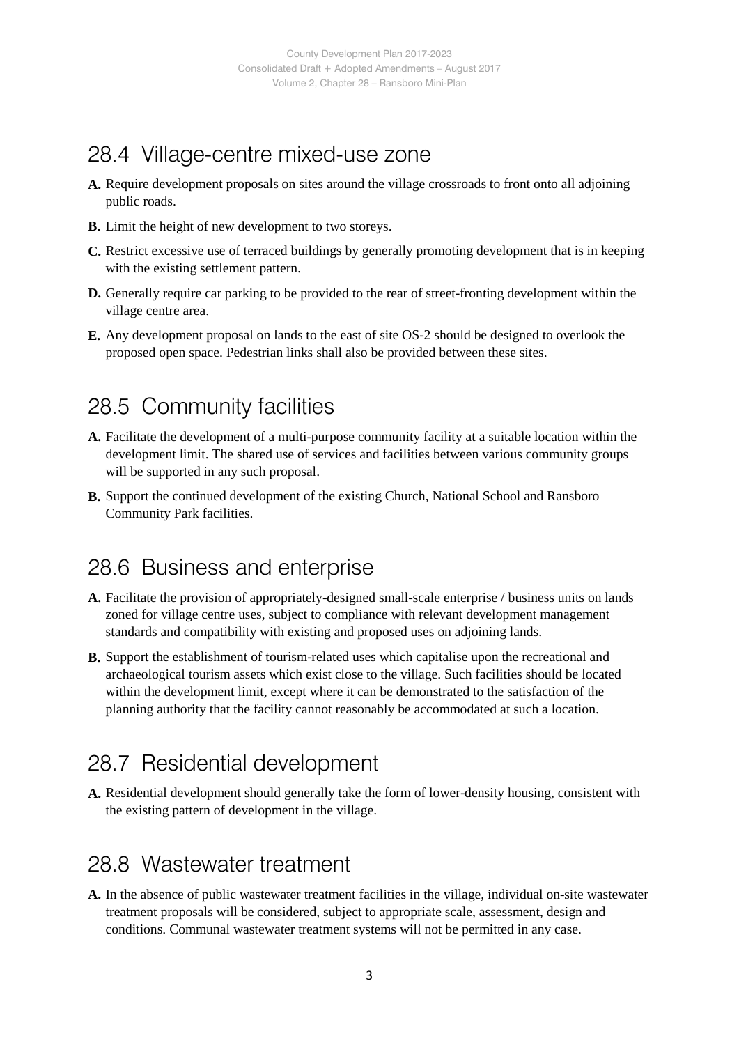## 28.4 Village-centre mixed-use zone

**A.** Require development proposals on sites around the village crossroads to front onto all adjoining public roads.

**B.** Limit the height of new development to two storeys.

**C.** Restrict excessive use of terraced buildings by generally promoting development that is in keeping with the existing settlement pattern.

**D.** Generally require car parking to be provided to the rear of street-fronting development within the village centre area.

**E.** Any development proposal on lands to the east of site OS-2 should be designed to overlook the proposed open space. Pedestrian links shall also be provided between these sites.

## 28.5 Community facilities

**A.** Facilitate the development of a multi-purpose community facility at a suitable location within the development limit. The shared use of services and facilities between various community groups will be supported in any such proposal.

**B.** Support the continued development of the existing Church, National School and Ransboro Community Park facilities.

## 28.6 Business and enterprise

**A.** Facilitate the provision of appropriately-designed small-scale enterprise / business units on lands zoned for village centre uses, subject to compliance with relevant development management standards and compatibility with existing and proposed uses on adjoining lands.

**B.** Support the establishment of tourism-related uses which capitalise upon the recreational and archaeological tourism assets which exist close to the village. Such facilities should be located within the development limit, except where it can be demonstrated to the satisfaction of the planning authority that the facility cannot reasonably be accommodated at such a location.

## 28.7 Residential development

**A.** Residential development should generally take the form of lower-density housing, consistent with the existing pattern of development in the village.

## 28.8 Wastewater treatment

**A.** In the absence of public wastewater treatment facilities in the village, individual on-site wastewater treatment proposals will be considered, subject to appropriate scale, assessment, design and conditions. Communal wastewater treatment systems will not be permitted in any case.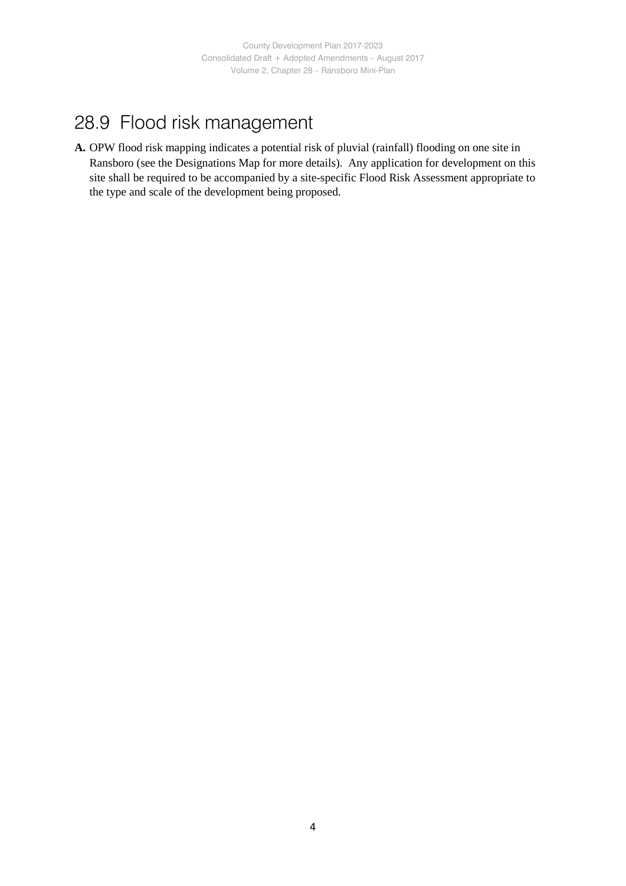## 28.9 Flood risk management

**A.** OPW flood risk mapping indicates a potential risk of pluvial (rainfall) flooding on one site in Ransboro (see the Designations Map for more details). Any application for development on this site shall be required to be accompanied by a site-specific Flood Risk Assessment appropriate to the type and scale of the development being proposed.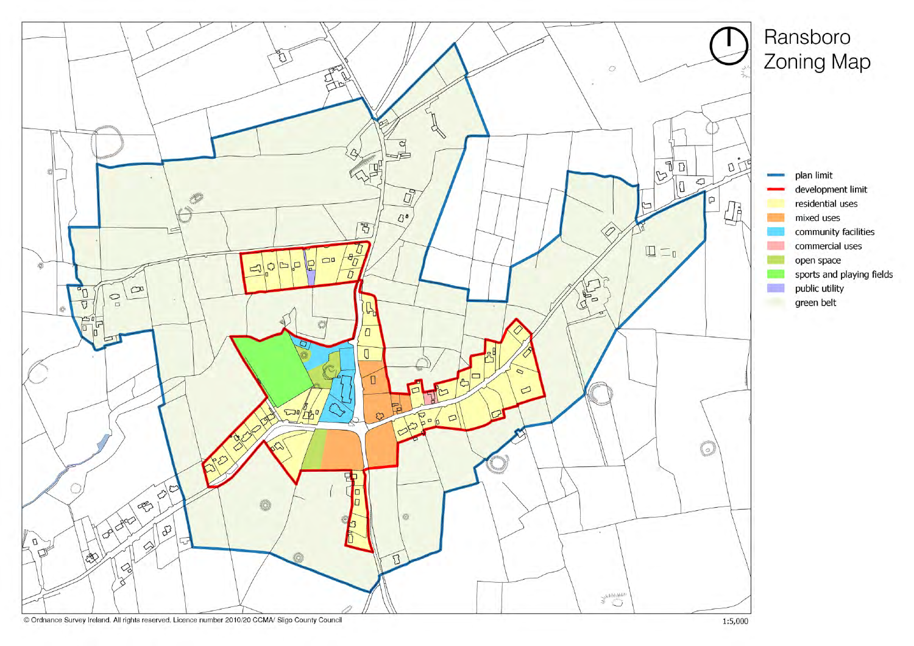# Ransboro Zoning Map

- plan limit
- development limit
- residential uses
- mixed uses
- community facilities
- commercial uses
- open space
- sports and playing fields
- public utility
- green belt

© Ordnance Survey Ireland. All rights reserved. Licence number 2010/20 CCMA/ Sligo County Council

1:5,000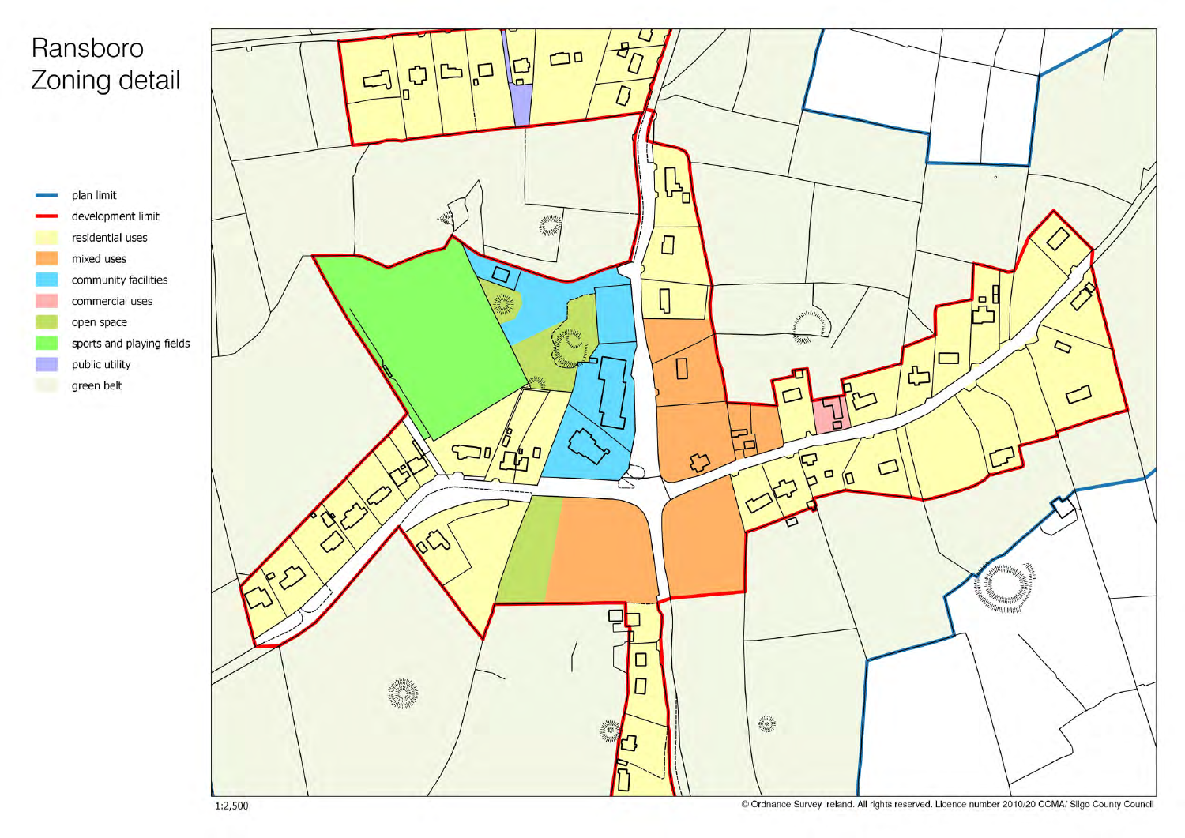# Ransboro Zoning detail

- plan limit
- development limit
- residential uses
- mixed uses
- community facilities
- commercial uses
- open space
- sports and playing fields
- public utility
- green belt

1:2,500

© Ordnance Survey Ireland. All rights reserved. Licence number 2010/20 CCMA/ Sligo County Council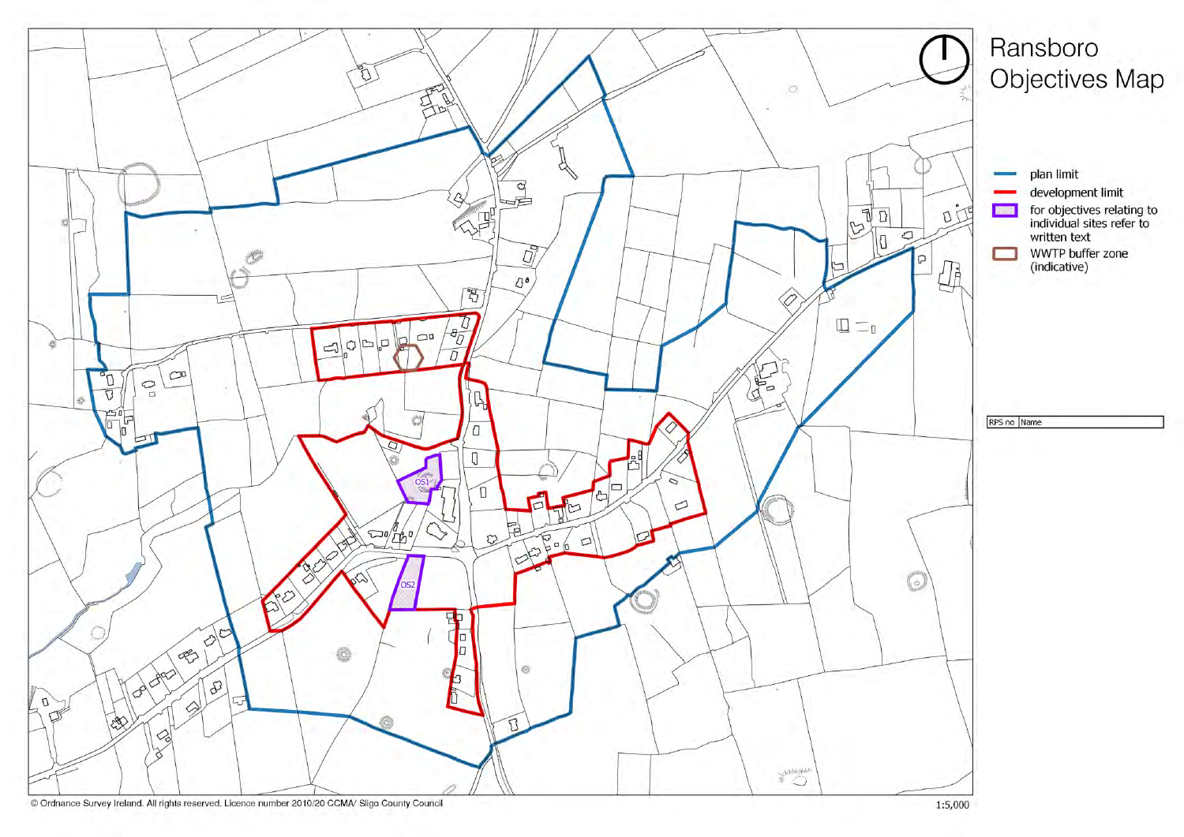# Ransboro Objectives Map

- plan limit
- development limit
- for objectives relating to individual sites refer to written text
- WWTP buffer zone (indicative)

| RPS no | Name |
| --- | --- |

OS1

OS2

© Ordnance Survey Ireland. All rights reserved. Licence number 2010/20 CCMA/ Sligo County Council

1:5,000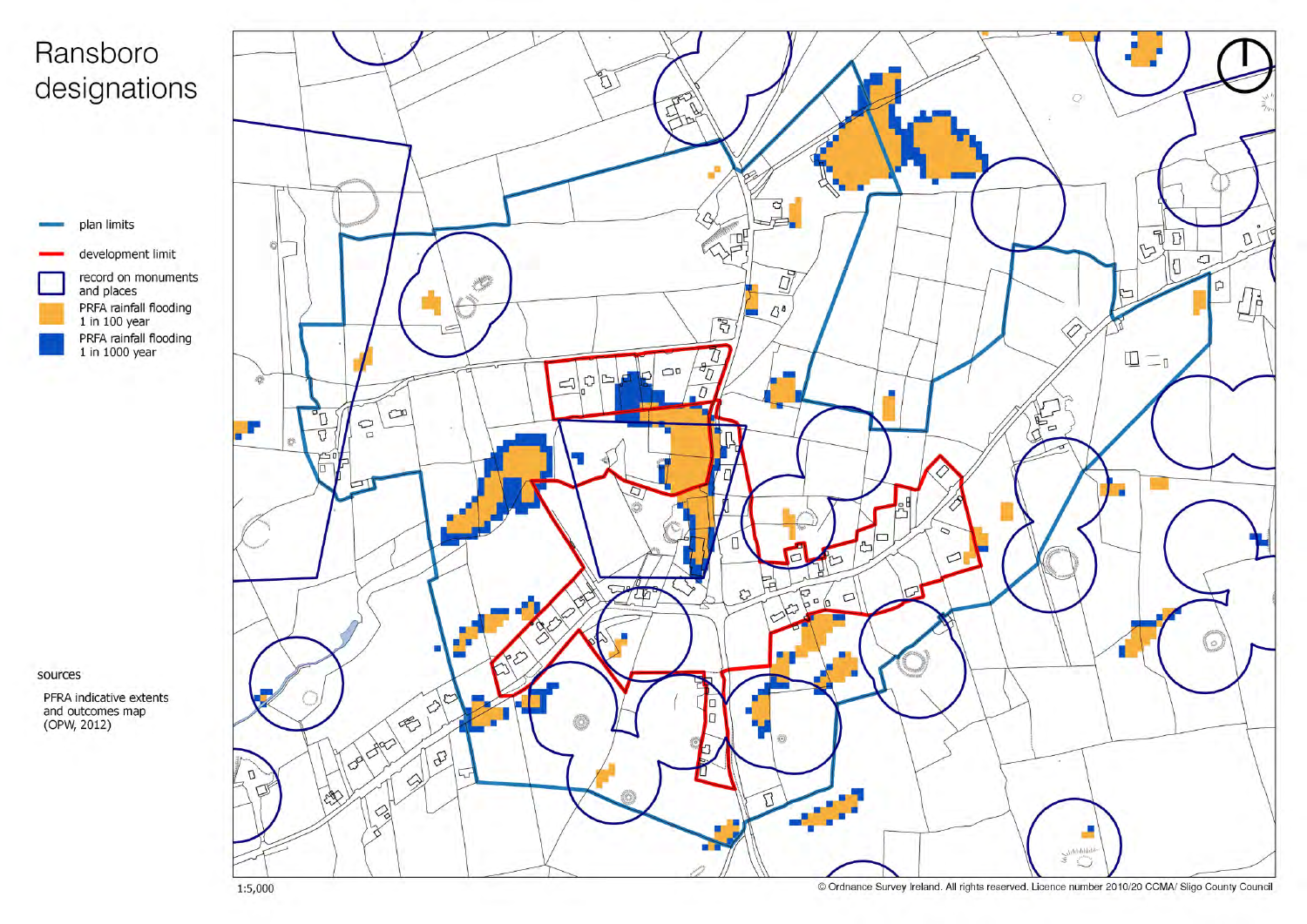# Ransboro designations

plan limits

development limit

record on monuments and places

PRFA rainfall flooding 1 in 100 year

PRFA rainfall flooding 1 in 1000 year

sources

PFRA indicative extents and outcomes map (OPW, 2012)

1:5,000

© Ordnance Survey Ireland. All rights reserved. Licence number 2010/20 CCMA/ Sligo County Council